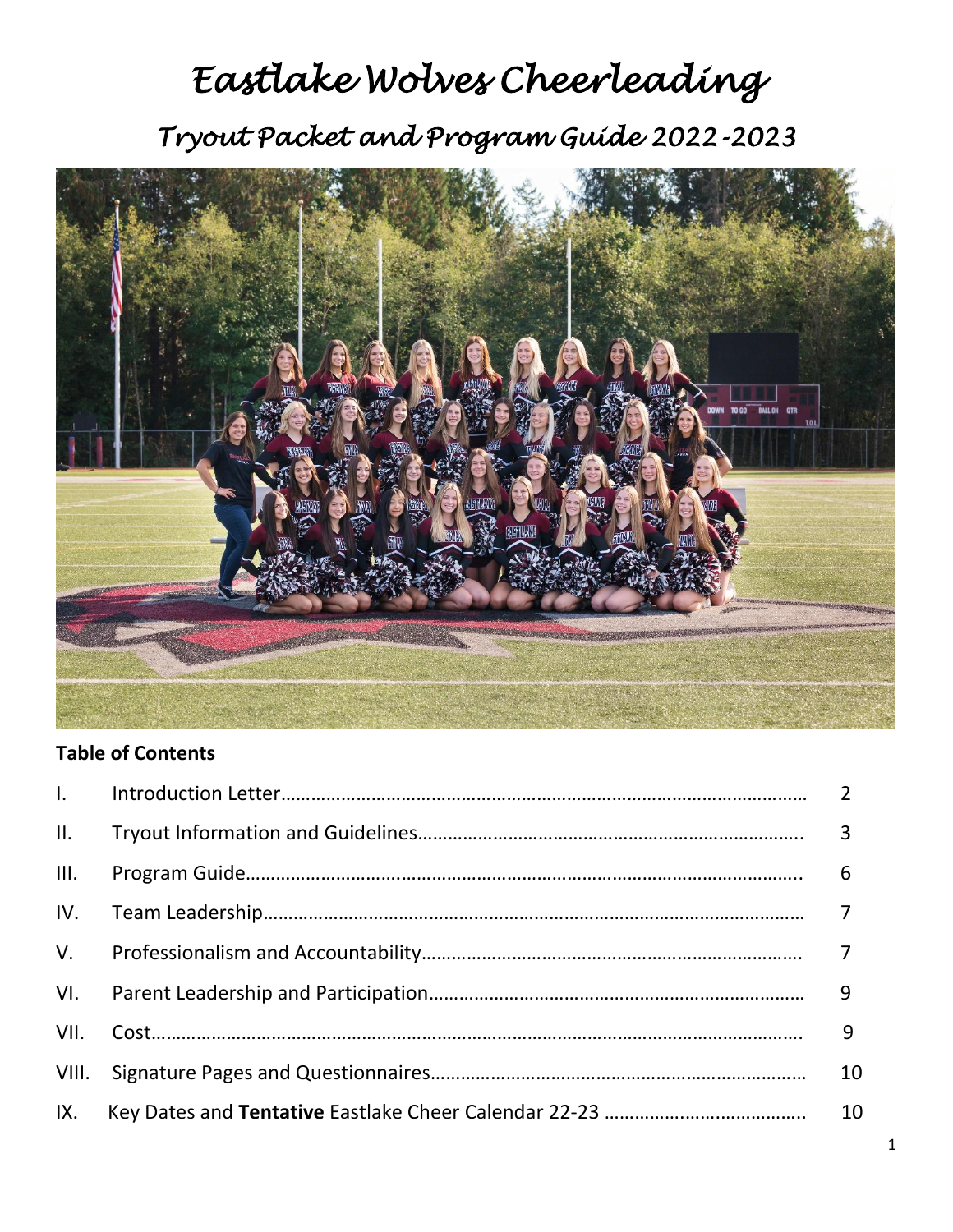# Eastlake Wolves Cheerleading

## Tryout Packet and Program Guide 2022-2023

**Table of Contents**

| | | |
|---|---|---|
| I. | Introduction Letter | 2 |
| II. | Tryout Information and Guidelines | 3 |
| III. | Program Guide | 6 |
| IV. | Team Leadership | 7 |
| V. | Professionalism and Accountability | 7 |
| VI. | Parent Leadership and Participation | 9 |
| VII. | Cost | 9 |
| VIII. | Signature Pages and Questionnaires | 10 |
| IX. | Key Dates and **Tentative** Eastlake Cheer Calendar 22-23 | 10 |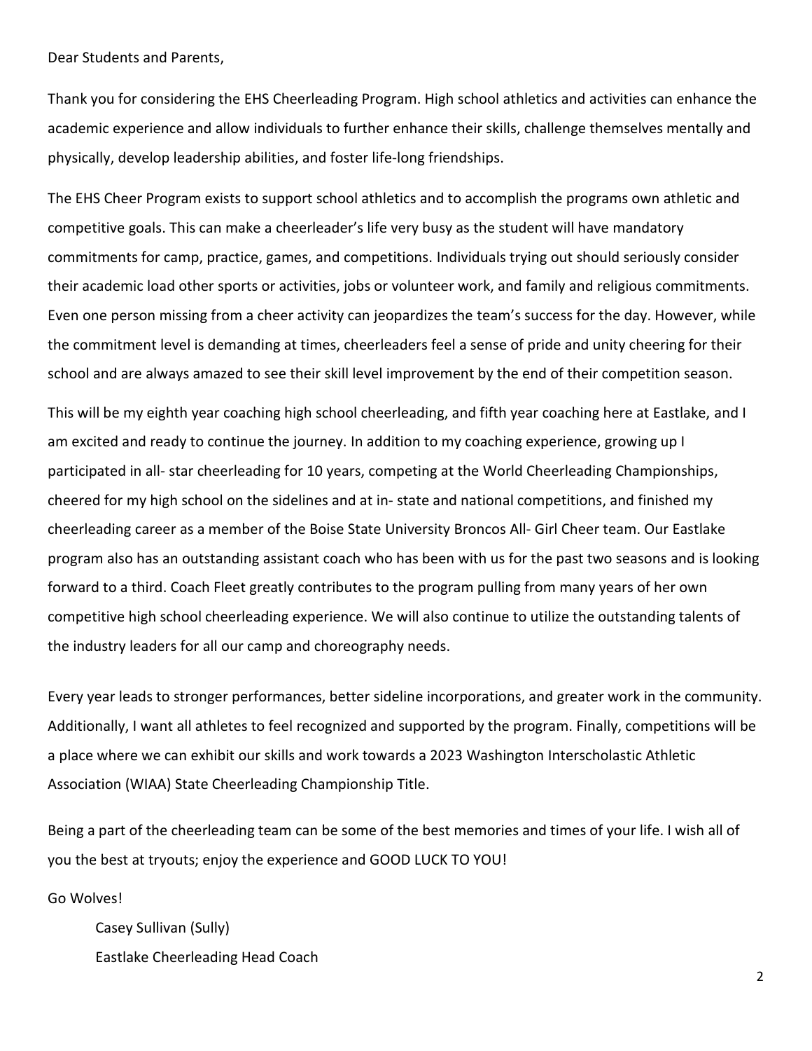Dear Students and Parents,

Thank you for considering the EHS Cheerleading Program. High school athletics and activities can enhance the academic experience and allow individuals to further enhance their skills, challenge themselves mentally and physically, develop leadership abilities, and foster life-long friendships.

The EHS Cheer Program exists to support school athletics and to accomplish the programs own athletic and competitive goals. This can make a cheerleader's life very busy as the student will have mandatory commitments for camp, practice, games, and competitions. Individuals trying out should seriously consider their academic load other sports or activities, jobs or volunteer work, and family and religious commitments. Even one person missing from a cheer activity can jeopardizes the team's success for the day. However, while the commitment level is demanding at times, cheerleaders feel a sense of pride and unity cheering for their school and are always amazed to see their skill level improvement by the end of their competition season.

This will be my eighth year coaching high school cheerleading, and fifth year coaching here at Eastlake, and I am excited and ready to continue the journey. In addition to my coaching experience, growing up I participated in all- star cheerleading for 10 years, competing at the World Cheerleading Championships, cheered for my high school on the sidelines and at in- state and national competitions, and finished my cheerleading career as a member of the Boise State University Broncos All- Girl Cheer team. Our Eastlake program also has an outstanding assistant coach who has been with us for the past two seasons and is looking forward to a third. Coach Fleet greatly contributes to the program pulling from many years of her own competitive high school cheerleading experience. We will also continue to utilize the outstanding talents of the industry leaders for all our camp and choreography needs.

Every year leads to stronger performances, better sideline incorporations, and greater work in the community. Additionally, I want all athletes to feel recognized and supported by the program. Finally, competitions will be a place where we can exhibit our skills and work towards a 2023 Washington Interscholastic Athletic Association (WIAA) State Cheerleading Championship Title.

Being a part of the cheerleading team can be some of the best memories and times of your life. I wish all of you the best at tryouts; enjoy the experience and GOOD LUCK TO YOU!

Go Wolves!

Casey Sullivan (Sully)
Eastlake Cheerleading Head Coach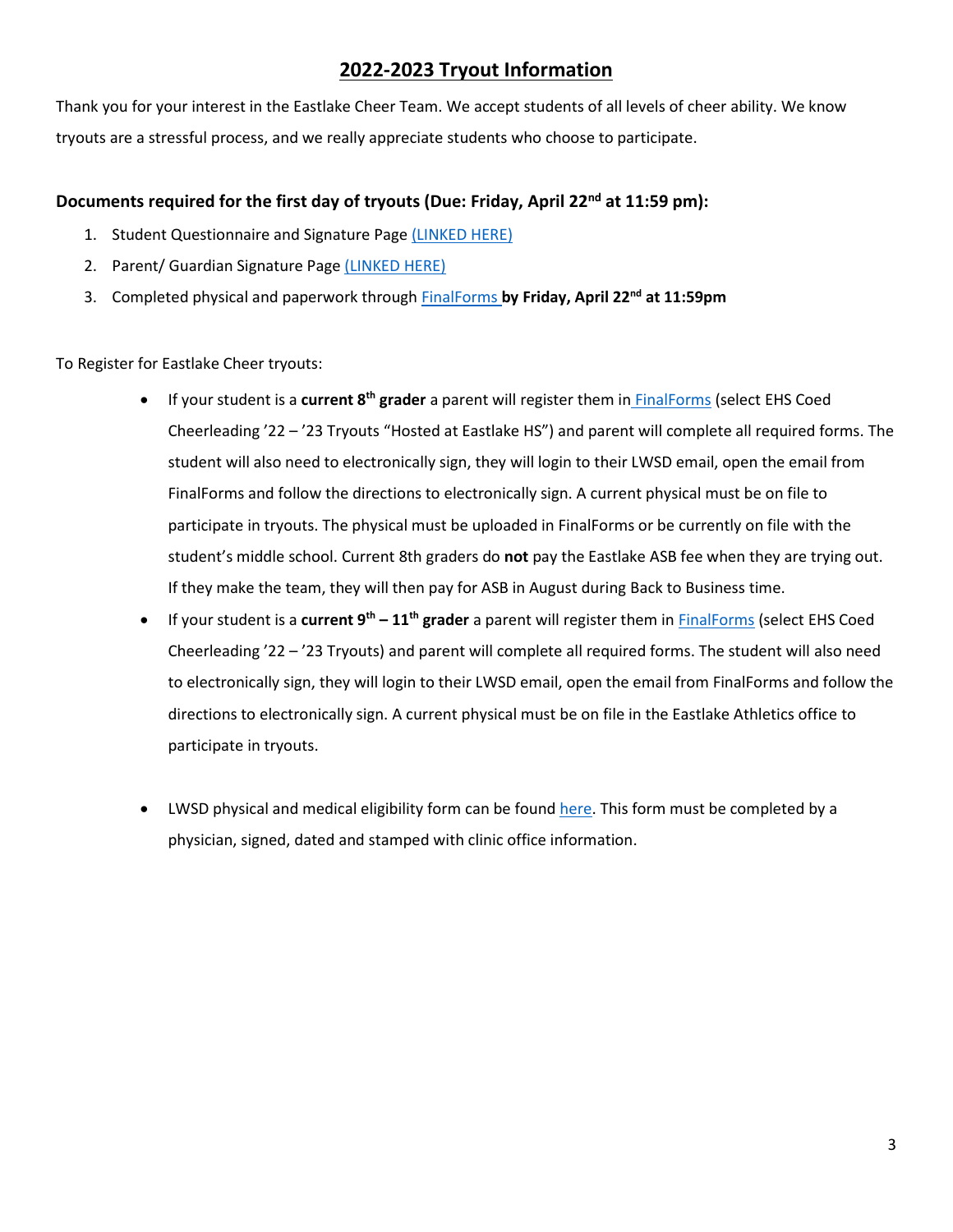## 2022-2023 Tryout Information

Thank you for your interest in the Eastlake Cheer Team. We accept students of all levels of cheer ability. We know tryouts are a stressful process, and we really appreciate students who choose to participate.

**Documents required for the first day of tryouts (Due: Friday, April 22nd at 11:59 pm):**

1. Student Questionnaire and Signature Page (LINKED HERE)
2. Parent/ Guardian Signature Page (LINKED HERE)
3. Completed physical and paperwork through FinalForms **by Friday, April 22nd at 11:59pm**

To Register for Eastlake Cheer tryouts:

- If your student is a **current 8th grader** a parent will register them in FinalForms (select EHS Coed Cheerleading '22 – '23 Tryouts "Hosted at Eastlake HS") and parent will complete all required forms. The student will also need to electronically sign, they will login to their LWSD email, open the email from FinalForms and follow the directions to electronically sign. A current physical must be on file to participate in tryouts. The physical must be uploaded in FinalForms or be currently on file with the student's middle school. Current 8th graders do **not** pay the Eastlake ASB fee when they are trying out. If they make the team, they will then pay for ASB in August during Back to Business time.
- If your student is a **current 9th – 11th grader** a parent will register them in FinalForms (select EHS Coed Cheerleading '22 – '23 Tryouts) and parent will complete all required forms. The student will also need to electronically sign, they will login to their LWSD email, open the email from FinalForms and follow the directions to electronically sign. A current physical must be on file in the Eastlake Athletics office to participate in tryouts.

- LWSD physical and medical eligibility form can be found here. This form must be completed by a physician, signed, dated and stamped with clinic office information.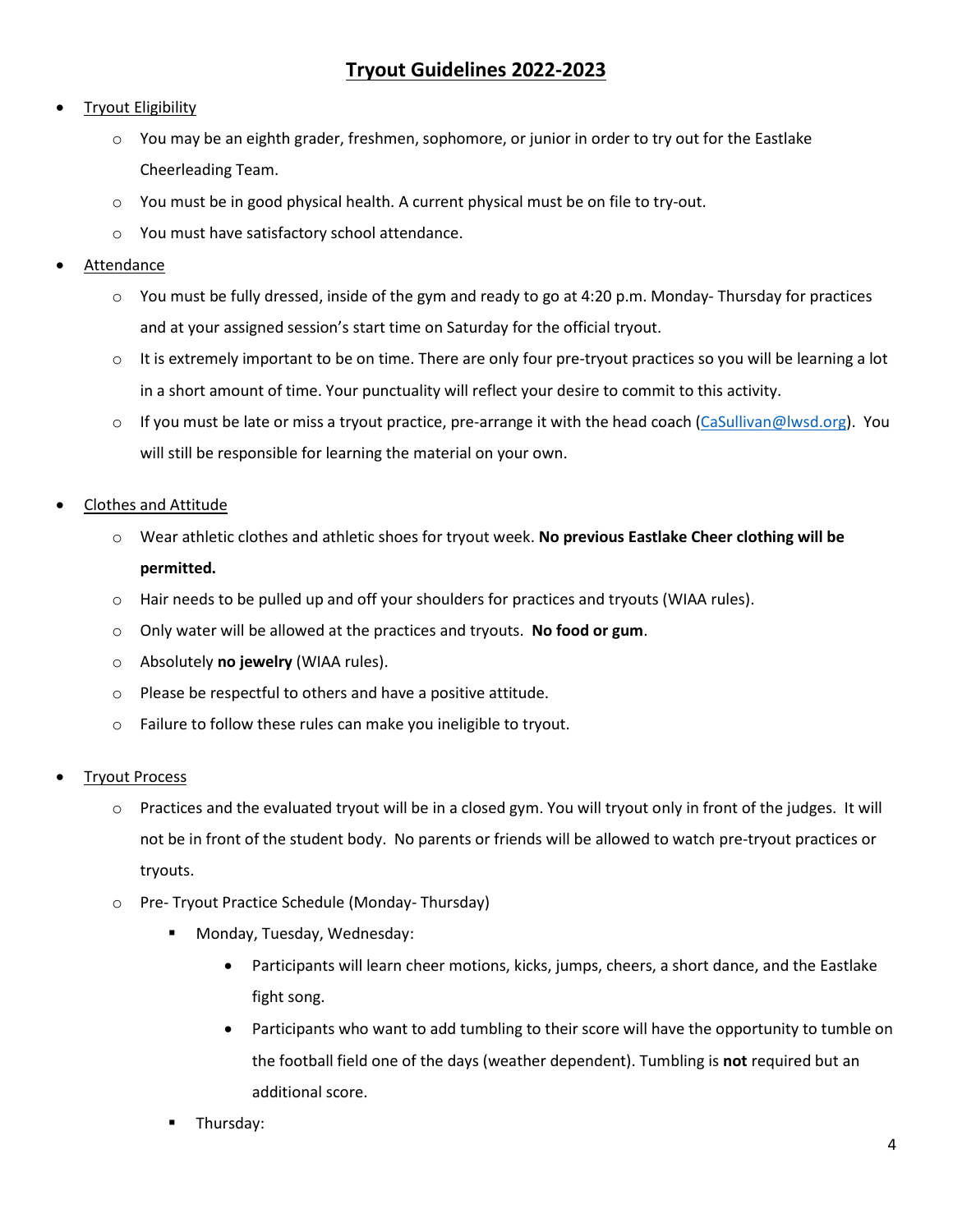# Tryout Guidelines 2022-2023

- Tryout Eligibility
  - You may be an eighth grader, freshmen, sophomore, or junior in order to try out for the Eastlake Cheerleading Team.
  - You must be in good physical health. A current physical must be on file to try-out.
  - You must have satisfactory school attendance.
- Attendance
  - You must be fully dressed, inside of the gym and ready to go at 4:20 p.m. Monday- Thursday for practices and at your assigned session's start time on Saturday for the official tryout.
  - It is extremely important to be on time. There are only four pre-tryout practices so you will be learning a lot in a short amount of time. Your punctuality will reflect your desire to commit to this activity.
  - If you must be late or miss a tryout practice, pre-arrange it with the head coach (CaSullivan@lwsd.org). You will still be responsible for learning the material on your own.

- Clothes and Attitude
  - Wear athletic clothes and athletic shoes for tryout week. **No previous Eastlake Cheer clothing will be permitted.**
  - Hair needs to be pulled up and off your shoulders for practices and tryouts (WIAA rules).
  - Only water will be allowed at the practices and tryouts. **No food or gum**.
  - Absolutely **no jewelry** (WIAA rules).
  - Please be respectful to others and have a positive attitude.
  - Failure to follow these rules can make you ineligible to tryout.

- Tryout Process
  - Practices and the evaluated tryout will be in a closed gym. You will tryout only in front of the judges. It will not be in front of the student body. No parents or friends will be allowed to watch pre-tryout practices or tryouts.
  - Pre- Tryout Practice Schedule (Monday- Thursday)
    - Monday, Tuesday, Wednesday:
      - Participants will learn cheer motions, kicks, jumps, cheers, a short dance, and the Eastlake fight song.
      - Participants who want to add tumbling to their score will have the opportunity to tumble on the football field one of the days (weather dependent). Tumbling is **not** required but an additional score.
    - Thursday: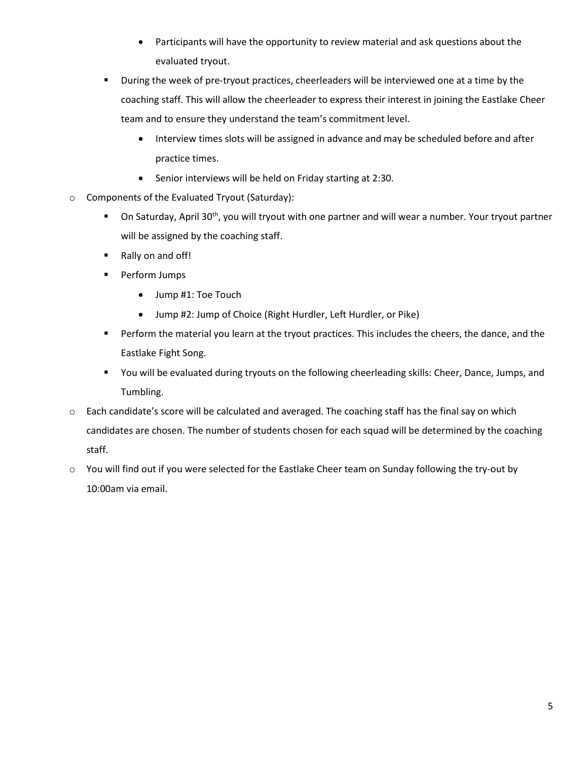- Participants will have the opportunity to review material and ask questions about the evaluated tryout.
  - During the week of pre-tryout practices, cheerleaders will be interviewed one at a time by the coaching staff. This will allow the cheerleader to express their interest in joining the Eastlake Cheer team and to ensure they understand the team's commitment level.
    - Interview times slots will be assigned in advance and may be scheduled before and after practice times.
    - Senior interviews will be held on Friday starting at 2:30.
- Components of the Evaluated Tryout (Saturday):
  - On Saturday, April 30th, you will tryout with one partner and will wear a number. Your tryout partner will be assigned by the coaching staff.
  - Rally on and off!
  - Perform Jumps
    - Jump #1: Toe Touch
    - Jump #2: Jump of Choice (Right Hurdler, Left Hurdler, or Pike)
  - Perform the material you learn at the tryout practices. This includes the cheers, the dance, and the Eastlake Fight Song.
  - You will be evaluated during tryouts on the following cheerleading skills: Cheer, Dance, Jumps, and Tumbling.
- Each candidate's score will be calculated and averaged. The coaching staff has the final say on which candidates are chosen. The number of students chosen for each squad will be determined by the coaching staff.
- You will find out if you were selected for the Eastlake Cheer team on Sunday following the try-out by 10:00am via email.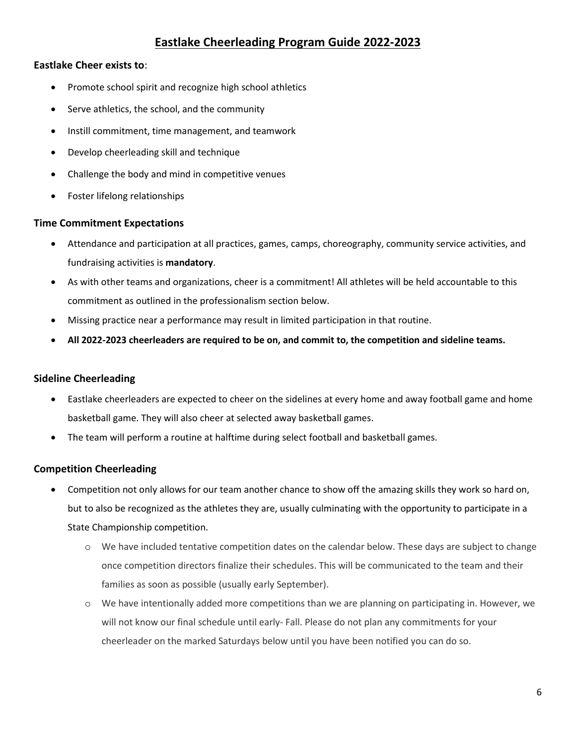# Eastlake Cheerleading Program Guide 2022-2023

**Eastlake Cheer exists to**:

- Promote school spirit and recognize high school athletics
- Serve athletics, the school, and the community
- Instill commitment, time management, and teamwork
- Develop cheerleading skill and technique
- Challenge the body and mind in competitive venues
- Foster lifelong relationships

## Time Commitment Expectations

- Attendance and participation at all practices, games, camps, choreography, community service activities, and fundraising activities is **mandatory**.
- As with other teams and organizations, cheer is a commitment! All athletes will be held accountable to this commitment as outlined in the professionalism section below.
- Missing practice near a performance may result in limited participation in that routine.
- **All 2022-2023 cheerleaders are required to be on, and commit to, the competition and sideline teams.**

## Sideline Cheerleading

- Eastlake cheerleaders are expected to cheer on the sidelines at every home and away football game and home basketball game. They will also cheer at selected away basketball games.
- The team will perform a routine at halftime during select football and basketball games.

## Competition Cheerleading

- Competition not only allows for our team another chance to show off the amazing skills they work so hard on, but to also be recognized as the athletes they are, usually culminating with the opportunity to participate in a State Championship competition.
  - We have included tentative competition dates on the calendar below. These days are subject to change once competition directors finalize their schedules. This will be communicated to the team and their families as soon as possible (usually early September).
  - We have intentionally added more competitions than we are planning on participating in. However, we will not know our final schedule until early- Fall. Please do not plan any commitments for your cheerleader on the marked Saturdays below until you have been notified you can do so.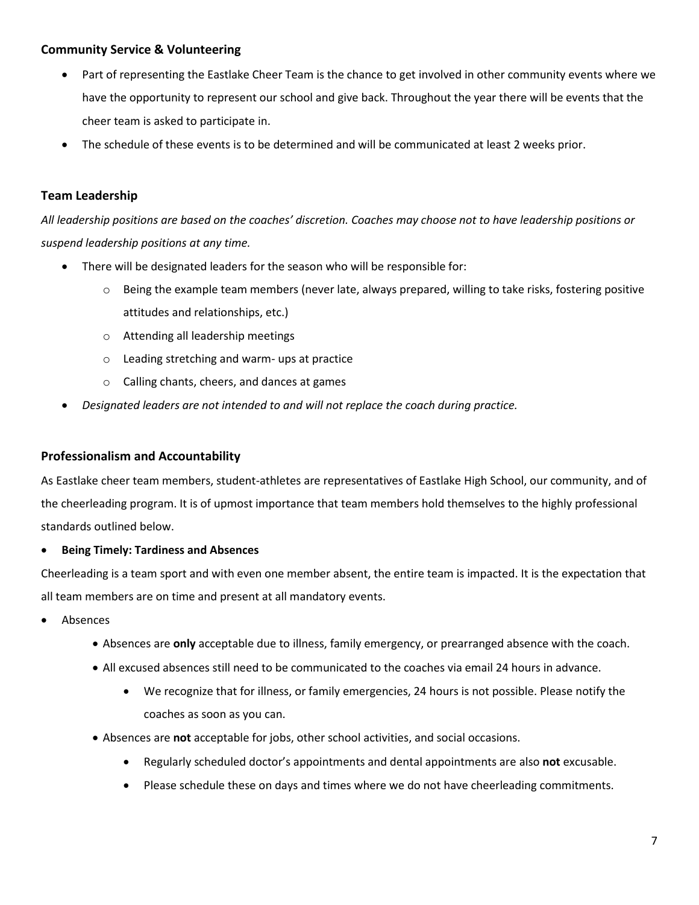### Community Service & Volunteering

- Part of representing the Eastlake Cheer Team is the chance to get involved in other community events where we have the opportunity to represent our school and give back. Throughout the year there will be events that the cheer team is asked to participate in.
- The schedule of these events is to be determined and will be communicated at least 2 weeks prior.

### Team Leadership

*All leadership positions are based on the coaches' discretion. Coaches may choose not to have leadership positions or suspend leadership positions at any time.*

- There will be designated leaders for the season who will be responsible for:
  - Being the example team members (never late, always prepared, willing to take risks, fostering positive attitudes and relationships, etc.)
  - Attending all leadership meetings
  - Leading stretching and warm- ups at practice
  - Calling chants, cheers, and dances at games
- *Designated leaders are not intended to and will not replace the coach during practice.*

### Professionalism and Accountability

As Eastlake cheer team members, student-athletes are representatives of Eastlake High School, our community, and of the cheerleading program. It is of upmost importance that team members hold themselves to the highly professional standards outlined below.

- **Being Timely: Tardiness and Absences**

Cheerleading is a team sport and with even one member absent, the entire team is impacted. It is the expectation that all team members are on time and present at all mandatory events.

- Absences
  - Absences are **only** acceptable due to illness, family emergency, or prearranged absence with the coach.
  - All excused absences still need to be communicated to the coaches via email 24 hours in advance.
    - We recognize that for illness, or family emergencies, 24 hours is not possible. Please notify the coaches as soon as you can.
  - Absences are **not** acceptable for jobs, other school activities, and social occasions.
    - Regularly scheduled doctor's appointments and dental appointments are also **not** excusable.
    - Please schedule these on days and times where we do not have cheerleading commitments.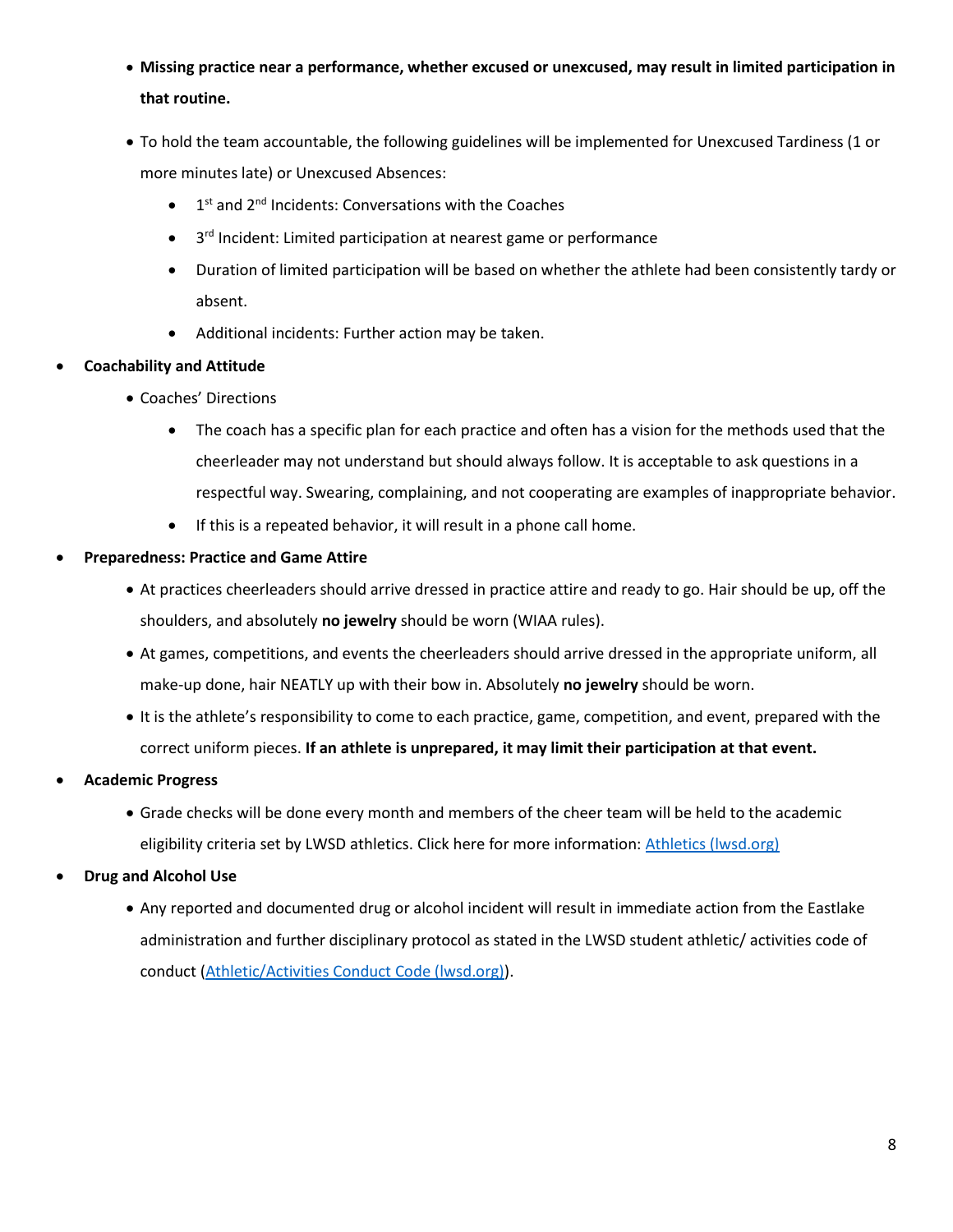- **Missing practice near a performance, whether excused or unexcused, may result in limited participation in that routine.**
- To hold the team accountable, the following guidelines will be implemented for Unexcused Tardiness (1 or more minutes late) or Unexcused Absences:
  - 1st and 2nd Incidents: Conversations with the Coaches
  - 3rd Incident: Limited participation at nearest game or performance
  - Duration of limited participation will be based on whether the athlete had been consistently tardy or absent.
  - Additional incidents: Further action may be taken.

- **Coachability and Attitude**
  - Coaches' Directions
    - The coach has a specific plan for each practice and often has a vision for the methods used that the cheerleader may not understand but should always follow. It is acceptable to ask questions in a respectful way. Swearing, complaining, and not cooperating are examples of inappropriate behavior.
    - If this is a repeated behavior, it will result in a phone call home.
- **Preparedness: Practice and Game Attire**
  - At practices cheerleaders should arrive dressed in practice attire and ready to go. Hair should be up, off the shoulders, and absolutely **no jewelry** should be worn (WIAA rules).
  - At games, competitions, and events the cheerleaders should arrive dressed in the appropriate uniform, all make-up done, hair NEATLY up with their bow in. Absolutely **no jewelry** should be worn.
  - It is the athlete's responsibility to come to each practice, game, competition, and event, prepared with the correct uniform pieces. **If an athlete is unprepared, it may limit their participation at that event.**
- **Academic Progress**
  - Grade checks will be done every month and members of the cheer team will be held to the academic eligibility criteria set by LWSD athletics. Click here for more information: Athletics (lwsd.org)
- **Drug and Alcohol Use**
  - Any reported and documented drug or alcohol incident will result in immediate action from the Eastlake administration and further disciplinary protocol as stated in the LWSD student athletic/ activities code of conduct (Athletic/Activities Conduct Code (lwsd.org)).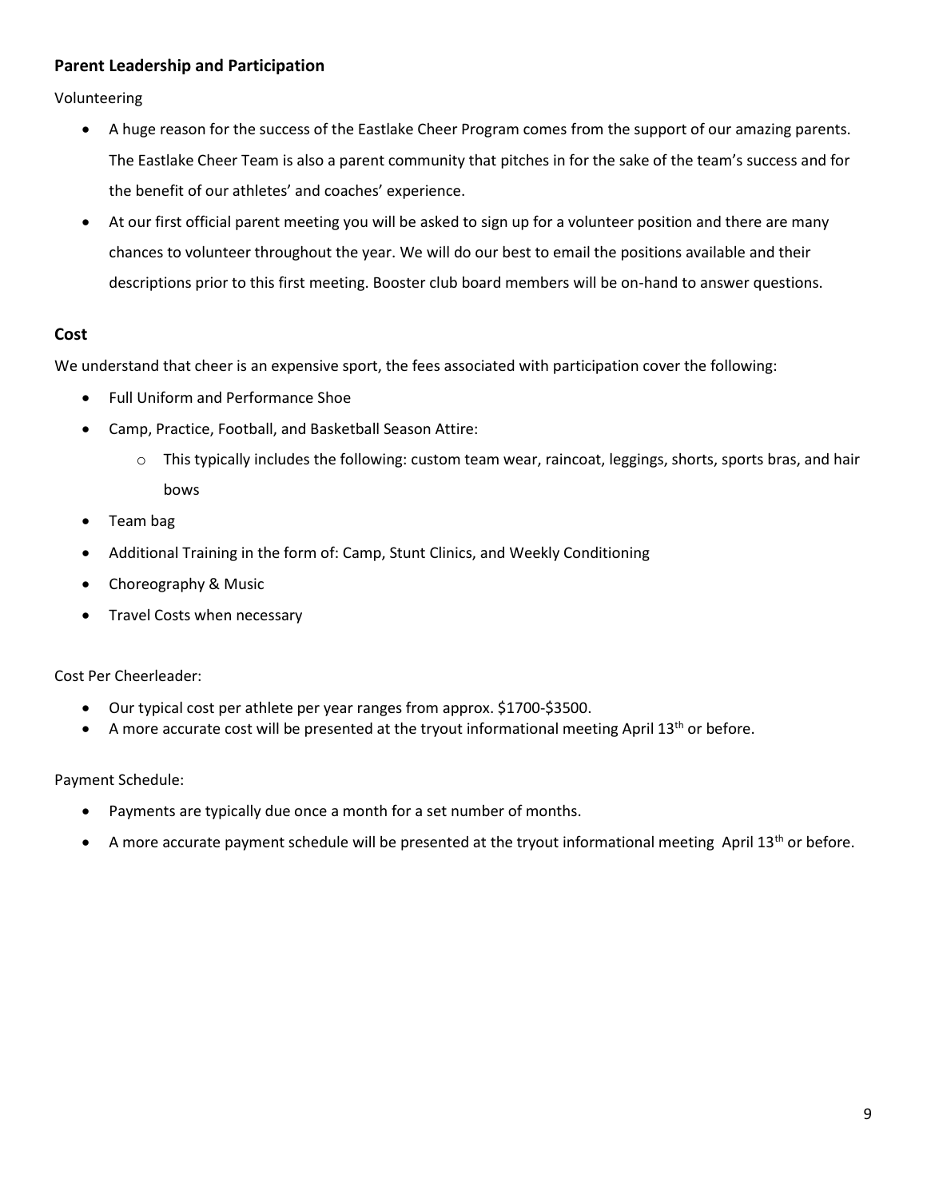### Parent Leadership and Participation

Volunteering

- A huge reason for the success of the Eastlake Cheer Program comes from the support of our amazing parents. The Eastlake Cheer Team is also a parent community that pitches in for the sake of the team's success and for the benefit of our athletes' and coaches' experience.
- At our first official parent meeting you will be asked to sign up for a volunteer position and there are many chances to volunteer throughout the year. We will do our best to email the positions available and their descriptions prior to this first meeting. Booster club board members will be on-hand to answer questions.

### Cost

We understand that cheer is an expensive sport, the fees associated with participation cover the following:

- Full Uniform and Performance Shoe
- Camp, Practice, Football, and Basketball Season Attire:
  - This typically includes the following: custom team wear, raincoat, leggings, shorts, sports bras, and hair bows
- Team bag
- Additional Training in the form of: Camp, Stunt Clinics, and Weekly Conditioning
- Choreography & Music
- Travel Costs when necessary

Cost Per Cheerleader:

- Our typical cost per athlete per year ranges from approx. $1700-$3500.
- A more accurate cost will be presented at the tryout informational meeting April 13th or before.

Payment Schedule:

- Payments are typically due once a month for a set number of months.
- A more accurate payment schedule will be presented at the tryout informational meeting April 13th or before.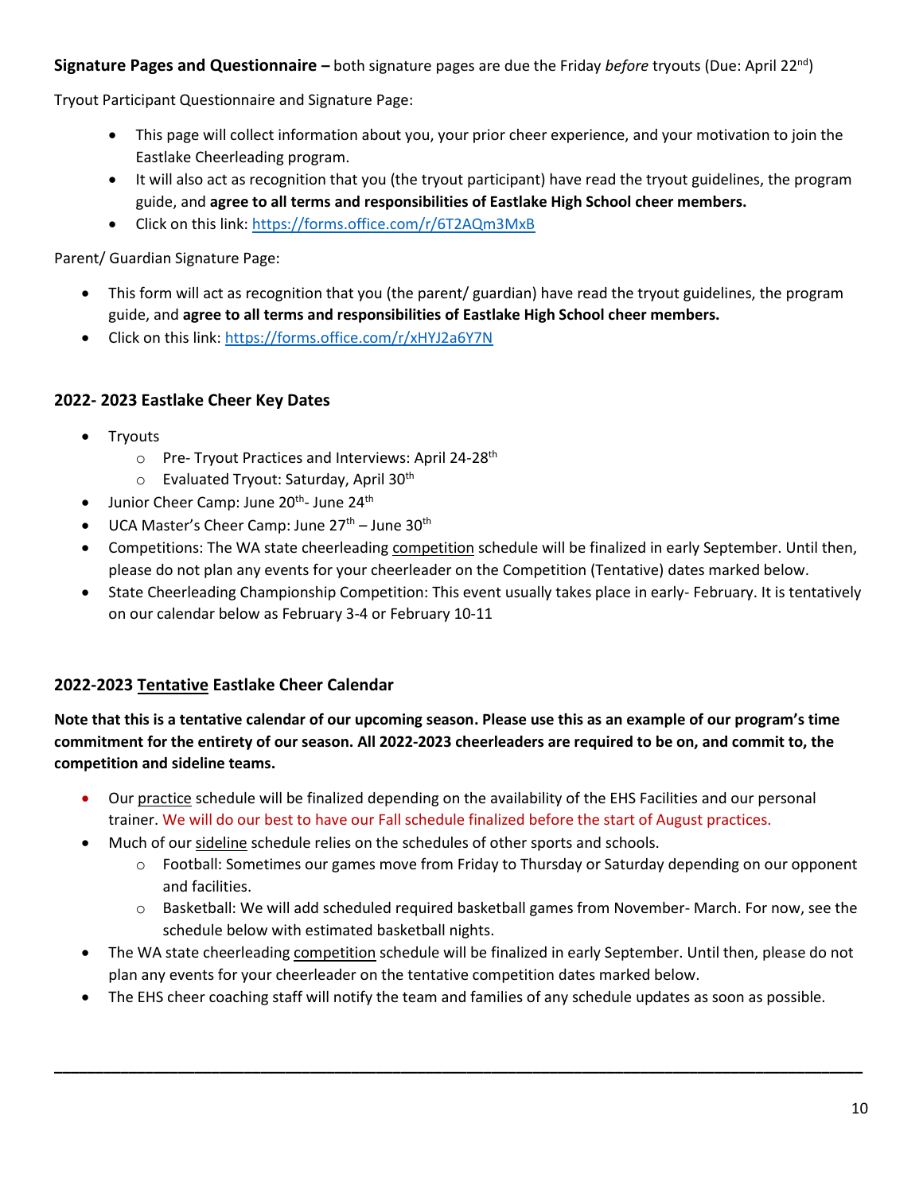**Signature Pages and Questionnaire –** both signature pages are due the Friday *before* tryouts (Due: April 22nd)

Tryout Participant Questionnaire and Signature Page:

- This page will collect information about you, your prior cheer experience, and your motivation to join the Eastlake Cheerleading program.
- It will also act as recognition that you (the tryout participant) have read the tryout guidelines, the program guide, and **agree to all terms and responsibilities of Eastlake High School cheer members.**
- Click on this link: https://forms.office.com/r/6T2AQm3MxB

Parent/ Guardian Signature Page:

- This form will act as recognition that you (the parent/ guardian) have read the tryout guidelines, the program guide, and **agree to all terms and responsibilities of Eastlake High School cheer members.**
- Click on this link: https://forms.office.com/r/xHYJ2a6Y7N

### 2022- 2023 Eastlake Cheer Key Dates

- Tryouts
  - Pre- Tryout Practices and Interviews: April 24-28th
  - Evaluated Tryout: Saturday, April 30th
- Junior Cheer Camp: June 20th- June 24th
- UCA Master's Cheer Camp: June 27th – June 30th
- Competitions: The WA state cheerleading competition schedule will be finalized in early September. Until then, please do not plan any events for your cheerleader on the Competition (Tentative) dates marked below.
- State Cheerleading Championship Competition: This event usually takes place in early- February. It is tentatively on our calendar below as February 3-4 or February 10-11

### 2022-2023 Tentative Eastlake Cheer Calendar

**Note that this is a tentative calendar of our upcoming season. Please use this as an example of our program's time commitment for the entirety of our season. All 2022-2023 cheerleaders are required to be on, and commit to, the competition and sideline teams.**

- Our practice schedule will be finalized depending on the availability of the EHS Facilities and our personal trainer. We will do our best to have our Fall schedule finalized before the start of August practices.
- Much of our sideline schedule relies on the schedules of other sports and schools.
  - Football: Sometimes our games move from Friday to Thursday or Saturday depending on our opponent and facilities.
  - Basketball: We will add scheduled required basketball games from November- March. For now, see the schedule below with estimated basketball nights.
- The WA state cheerleading competition schedule will be finalized in early September. Until then, please do not plan any events for your cheerleader on the tentative competition dates marked below.
- The EHS cheer coaching staff will notify the team and families of any schedule updates as soon as possible.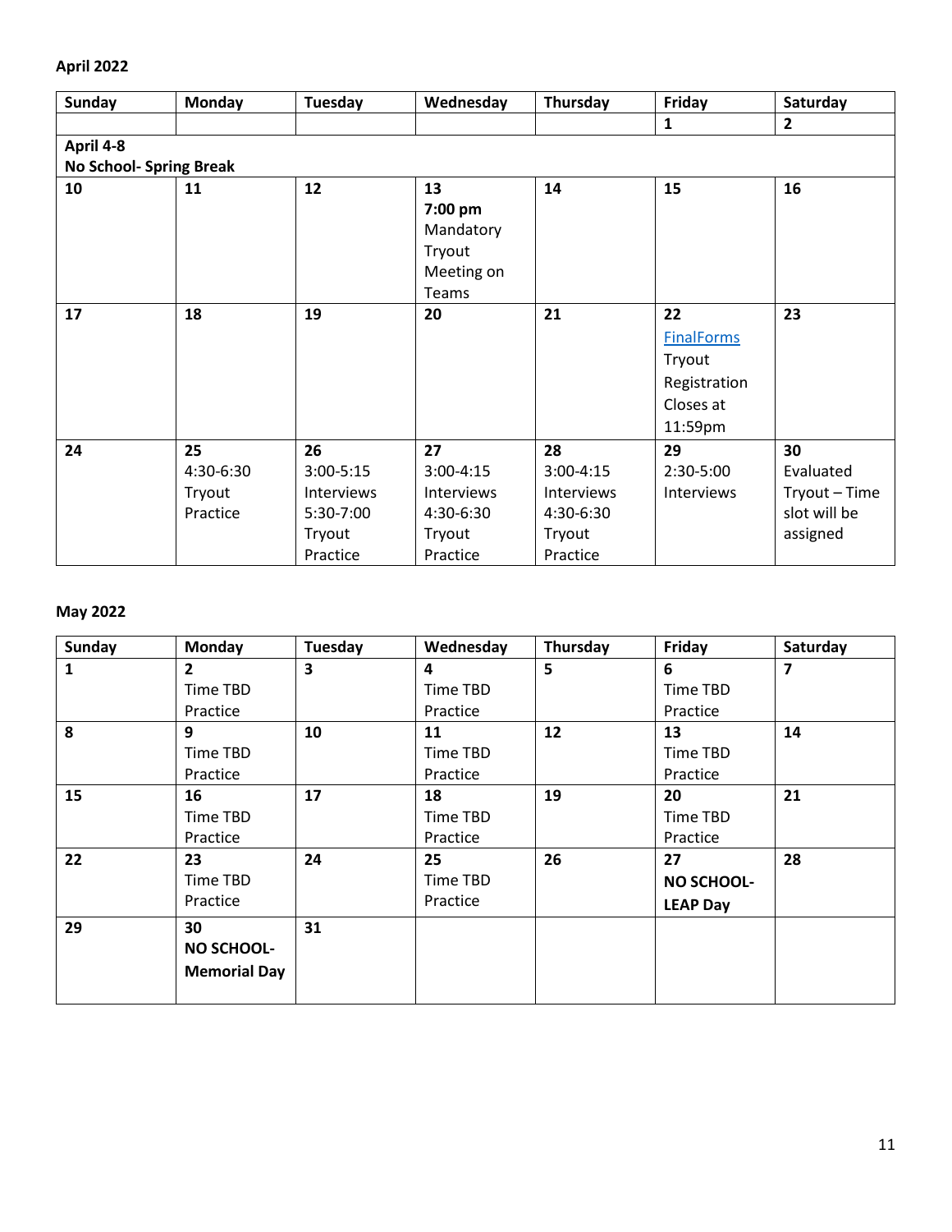**April 2022**

| Sunday | Monday | Tuesday | Wednesday | Thursday | Friday | Saturday |
|---|---|---|---|---|---|---|
| | | | | | **1** | **2** |
| **April 4-8**<br>**No School- Spring Break** | | | | | | |
| **10** | **11** | **12** | **13**<br>**7:00 pm**<br>Mandatory Tryout Meeting on Teams | **14** | **15** | **16** |
| **17** | **18** | **19** | **20** | **21** | **22**<br>[FinalForms] Tryout Registration Closes at 11:59pm | **23** |
| **24** | **25**<br>4:30-6:30 Tryout Practice | **26**<br>3:00-5:15 Interviews<br>5:30-7:00 Tryout Practice | **27**<br>3:00-4:15 Interviews<br>4:30-6:30 Tryout Practice | **28**<br>3:00-4:15 Interviews<br>4:30-6:30 Tryout Practice | **29**<br>2:30-5:00 Interviews | **30**<br>Evaluated Tryout – Time slot will be assigned |

**May 2022**

| Sunday | Monday | Tuesday | Wednesday | Thursday | Friday | Saturday |
|---|---|---|---|---|---|---|
| **1** | **2**<br>Time TBD Practice | **3** | **4**<br>Time TBD Practice | **5** | **6**<br>Time TBD Practice | **7** |
| **8** | **9**<br>Time TBD Practice | **10** | **11**<br>Time TBD Practice | **12** | **13**<br>Time TBD Practice | **14** |
| **15** | **16**<br>Time TBD Practice | **17** | **18**<br>Time TBD Practice | **19** | **20**<br>Time TBD Practice | **21** |
| **22** | **23**<br>Time TBD Practice | **24** | **25**<br>Time TBD Practice | **26** | **27**<br>**NO SCHOOL- LEAP Day** | **28** |
| **29** | **30**<br>**NO SCHOOL- Memorial Day** | **31** | | | | |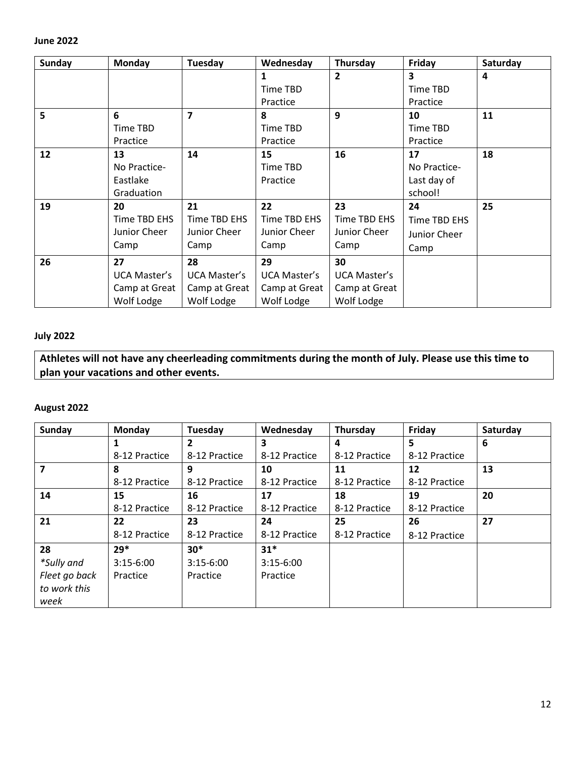**June 2022**

| Sunday | Monday | Tuesday | Wednesday | Thursday | Friday | Saturday |
|---|---|---|---|---|---|---|
| | | | **1** Time TBD Practice | **2** | **3** Time TBD Practice | **4** |
| **5** | **6** Time TBD Practice | **7** | **8** Time TBD Practice | **9** | **10** Time TBD Practice | **11** |
| **12** | **13** No Practice- Eastlake Graduation | **14** | **15** Time TBD Practice | **16** | **17** No Practice- Last day of school! | **18** |
| **19** | **20** Time TBD EHS Junior Cheer Camp | **21** Time TBD EHS Junior Cheer Camp | **22** Time TBD EHS Junior Cheer Camp | **23** Time TBD EHS Junior Cheer Camp | **24** Time TBD EHS Junior Cheer Camp | **25** |
| **26** | **27** UCA Master's Camp at Great Wolf Lodge | **28** UCA Master's Camp at Great Wolf Lodge | **29** UCA Master's Camp at Great Wolf Lodge | **30** UCA Master's Camp at Great Wolf Lodge | | |

**July 2022**

**Athletes will not have any cheerleading commitments during the month of July. Please use this time to plan your vacations and other events.**

**August 2022**

| Sunday | Monday | Tuesday | Wednesday | Thursday | Friday | Saturday |
|---|---|---|---|---|---|---|
| | **1** 8-12 Practice | **2** 8-12 Practice | **3** 8-12 Practice | **4** 8-12 Practice | **5** 8-12 Practice | **6** |
| **7** | **8** 8-12 Practice | **9** 8-12 Practice | **10** 8-12 Practice | **11** 8-12 Practice | **12** 8-12 Practice | **13** |
| **14** | **15** 8-12 Practice | **16** 8-12 Practice | **17** 8-12 Practice | **18** 8-12 Practice | **19** 8-12 Practice | **20** |
| **21** | **22** 8-12 Practice | **23** 8-12 Practice | **24** 8-12 Practice | **25** 8-12 Practice | **26** 8-12 Practice | **27** |
| **28** *\*Sully and Fleet go back to work this week* | **29\*** 3:15-6:00 Practice | **30\*** 3:15-6:00 Practice | **31\*** 3:15-6:00 Practice | | | |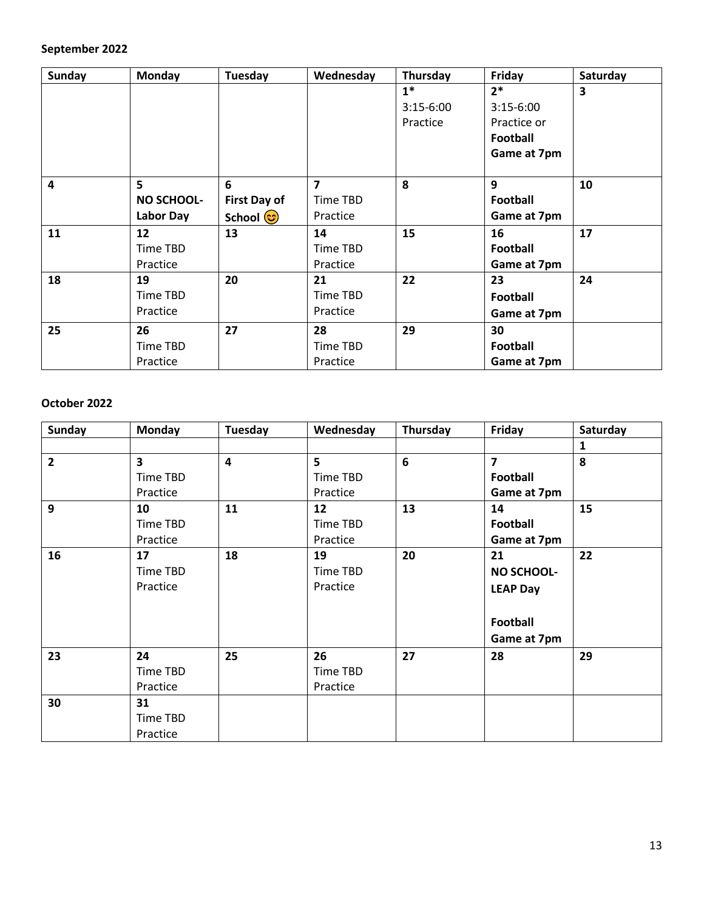**September 2022**

| Sunday | Monday | Tuesday | Wednesday | Thursday | Friday | Saturday |
|---|---|---|---|---|---|---|
| | | | | **1*** 3:15-6:00 Practice | **2*** 3:15-6:00 Practice or **Football Game at 7pm** | **3** |
| **4** | **5** **NO SCHOOL- Labor Day** | **6** **First Day of School 😊** | **7** Time TBD Practice | **8** | **9** **Football Game at 7pm** | **10** |
| **11** | **12** Time TBD Practice | **13** | **14** Time TBD Practice | **15** | **16** **Football Game at 7pm** | **17** |
| **18** | **19** Time TBD Practice | **20** | **21** Time TBD Practice | **22** | **23** **Football Game at 7pm** | **24** |
| **25** | **26** Time TBD Practice | **27** | **28** Time TBD Practice | **29** | **30** **Football Game at 7pm** | |

**October 2022**

| Sunday | Monday | Tuesday | Wednesday | Thursday | Friday | Saturday |
|---|---|---|---|---|---|---|
| | | | | | | **1** |
| **2** | **3** Time TBD Practice | **4** | **5** Time TBD Practice | **6** | **7** **Football Game at 7pm** | **8** |
| **9** | **10** Time TBD Practice | **11** | **12** Time TBD Practice | **13** | **14** **Football Game at 7pm** | **15** |
| **16** | **17** Time TBD Practice | **18** | **19** Time TBD Practice | **20** | **21** **NO SCHOOL- LEAP Day** **Football Game at 7pm** | **22** |
| **23** | **24** Time TBD Practice | **25** | **26** Time TBD Practice | **27** | **28** | **29** |
| **30** | **31** Time TBD Practice | | | | | |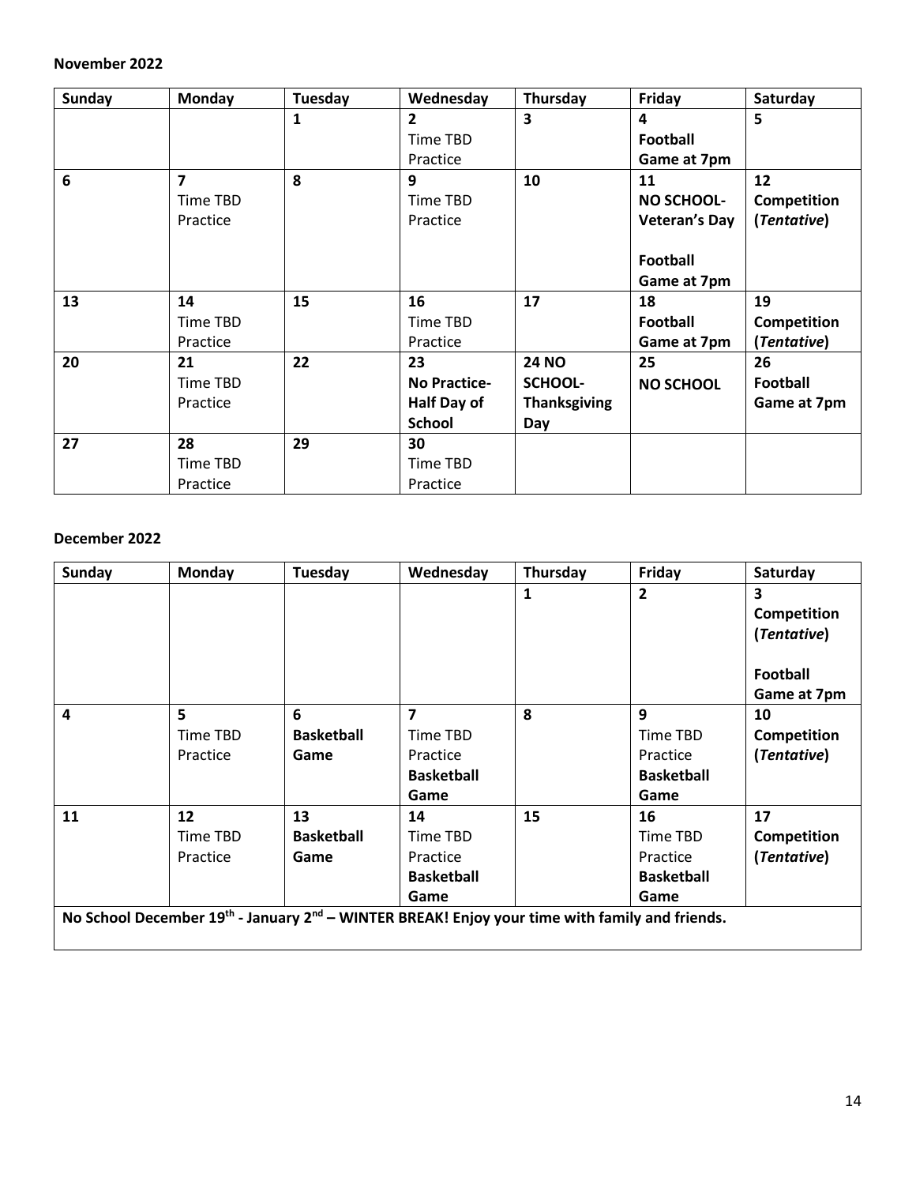**November 2022**

| Sunday | Monday | Tuesday | Wednesday | Thursday | Friday | Saturday |
|---|---|---|---|---|---|---|
| | | **1** | **2** Time TBD Practice | **3** | **4** **Football Game at 7pm** | **5** |
| **6** | **7** Time TBD Practice | **8** | **9** Time TBD Practice | **10** | **11** **NO SCHOOL- Veteran's Day** **Football Game at 7pm** | **12** **Competition (*Tentative*)** |
| **13** | **14** Time TBD Practice | **15** | **16** Time TBD Practice | **17** | **18** **Football Game at 7pm** | **19** **Competition (*Tentative*)** |
| **20** | **21** Time TBD Practice | **22** | **23** **No Practice- Half Day of School** | **24 NO SCHOOL- Thanksgiving Day** | **25** **NO SCHOOL** | **26** **Football Game at 7pm** |
| **27** | **28** Time TBD Practice | **29** | **30** Time TBD Practice | | | |

**December 2022**

| Sunday | Monday | Tuesday | Wednesday | Thursday | Friday | Saturday |
|---|---|---|---|---|---|---|
| | | | | **1** | **2** | **3** **Competition (*Tentative*)** **Football Game at 7pm** |
| **4** | **5** Time TBD Practice | **6** **Basketball Game** | **7** Time TBD Practice **Basketball Game** | **8** | **9** Time TBD Practice **Basketball Game** | **10** **Competition (*Tentative*)** |
| **11** | **12** Time TBD Practice | **13** **Basketball Game** | **14** Time TBD Practice **Basketball Game** | **15** | **16** Time TBD Practice **Basketball Game** | **17** **Competition (*Tentative*)** |
| **No School December 19th - January 2nd – WINTER BREAK! Enjoy your time with family and friends.** | | | | | | |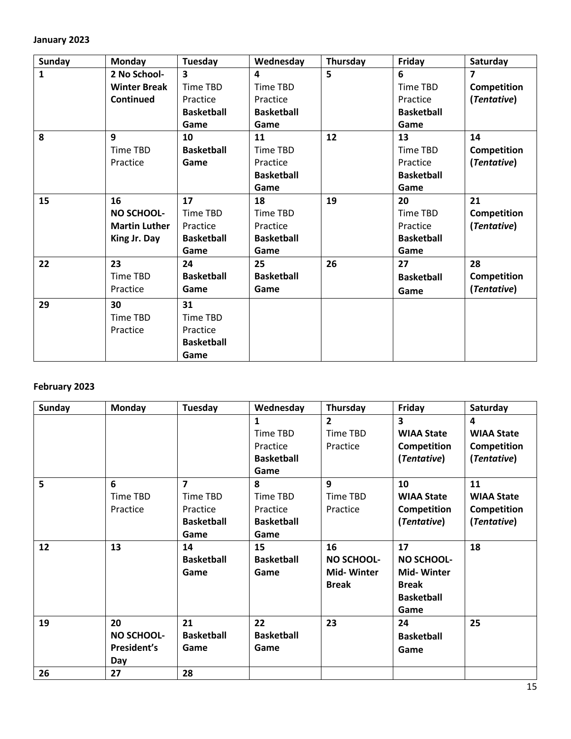**January 2023**

| Sunday | Monday | Tuesday | Wednesday | Thursday | Friday | Saturday |
|---|---|---|---|---|---|---|
| **1** | **2 No School- Winter Break Continued** | **3** Time TBD Practice **Basketball Game** | **4** Time TBD Practice **Basketball Game** | **5** | **6** Time TBD Practice **Basketball Game** | **7** **Competition (*Tentative*)** |
| **8** | **9** Time TBD Practice | **10** **Basketball Game** | **11** Time TBD Practice **Basketball Game** | **12** | **13** Time TBD Practice **Basketball Game** | **14** **Competition (*Tentative*)** |
| **15** | **16** **NO SCHOOL- Martin Luther King Jr. Day** | **17** Time TBD Practice **Basketball Game** | **18** Time TBD Practice **Basketball Game** | **19** | **20** Time TBD Practice **Basketball Game** | **21** **Competition (*Tentative*)** |
| **22** | **23** Time TBD Practice | **24** **Basketball Game** | **25** **Basketball Game** | **26** | **27** **Basketball Game** | **28** **Competition (*Tentative*)** |
| **29** | **30** Time TBD Practice | **31** Time TBD Practice **Basketball Game** | | | | |

**February 2023**

| Sunday | Monday | Tuesday | Wednesday | Thursday | Friday | Saturday |
|---|---|---|---|---|---|---|
| | | | **1** Time TBD Practice **Basketball Game** | **2** Time TBD Practice | **3** **WIAA State Competition (*Tentative*)** | **4** **WIAA State Competition (*Tentative*)** |
| **5** | **6** Time TBD Practice | **7** Time TBD Practice **Basketball Game** | **8** Time TBD Practice **Basketball Game** | **9** Time TBD Practice | **10** **WIAA State Competition (*Tentative*)** | **11** **WIAA State Competition (*Tentative*)** |
| **12** | **13** | **14** **Basketball Game** | **15** **Basketball Game** | **16** **NO SCHOOL- Mid- Winter Break** | **17** **NO SCHOOL- Mid- Winter Break Basketball Game** | **18** |
| **19** | **20** **NO SCHOOL- President's Day** | **21** **Basketball Game** | **22** **Basketball Game** | **23** | **24** **Basketball Game** | **25** |
| **26** | **27** | **28** | | | | |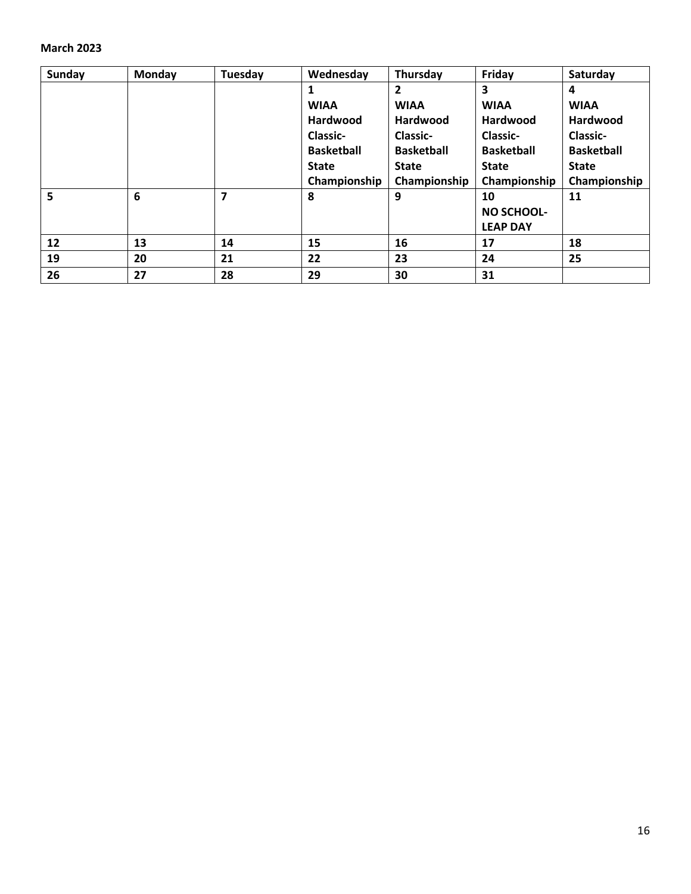**March 2023**

| Sunday | Monday | Tuesday | Wednesday | Thursday | Friday | Saturday |
|---|---|---|---|---|---|---|
| | | | **1 WIAA Hardwood Classic- Basketball State Championship** | **2 WIAA Hardwood Classic- Basketball State Championship** | **3 WIAA Hardwood Classic- Basketball State Championship** | **4 WIAA Hardwood Classic- Basketball State Championship** |
| **5** | **6** | **7** | **8** | **9** | **10 NO SCHOOL- LEAP DAY** | **11** |
| **12** | **13** | **14** | **15** | **16** | **17** | **18** |
| **19** | **20** | **21** | **22** | **23** | **24** | **25** |
| **26** | **27** | **28** | **29** | **30** | **31** | |